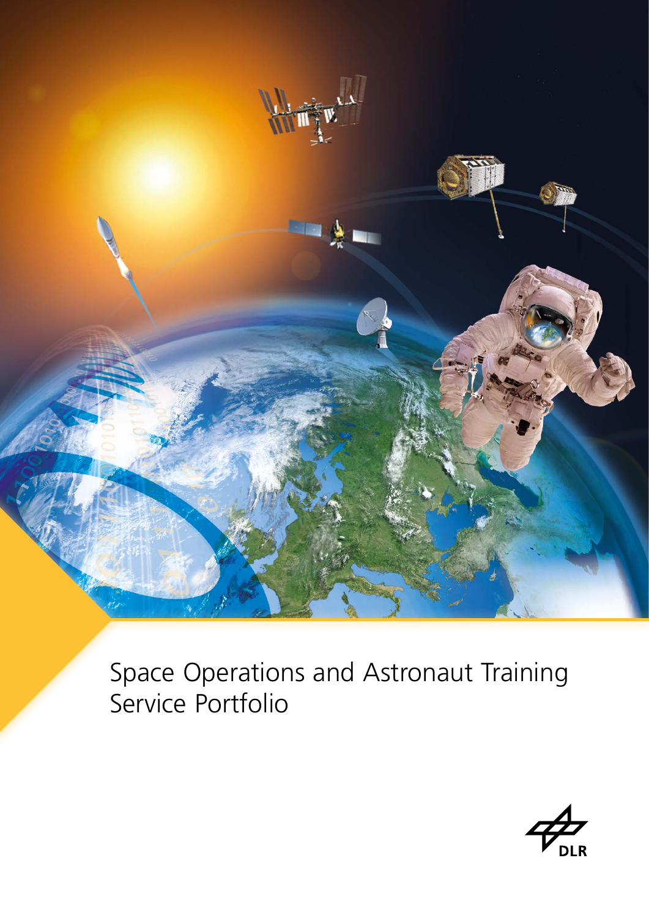# Space Operations and Astronaut Training Service Portfolio

DLR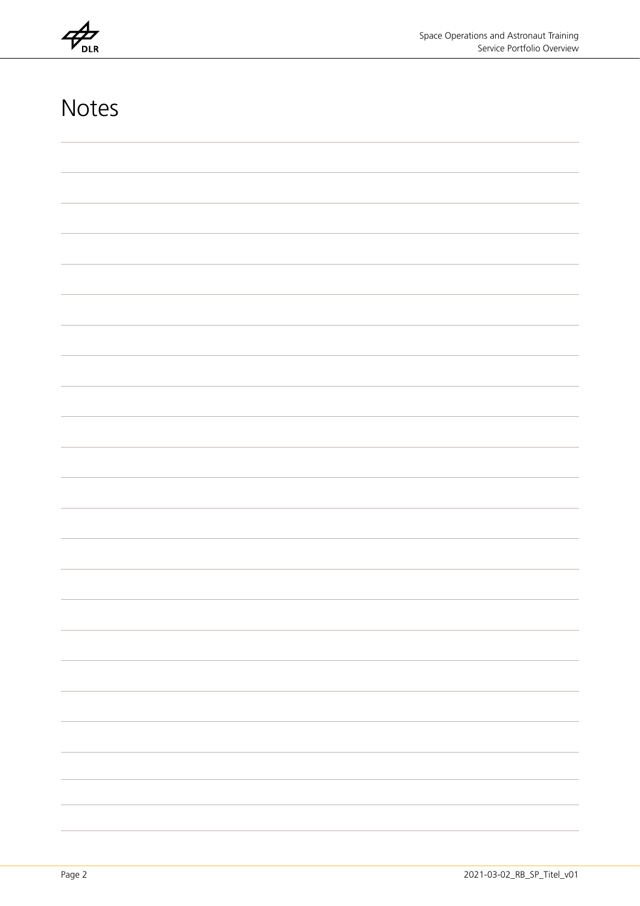# Notes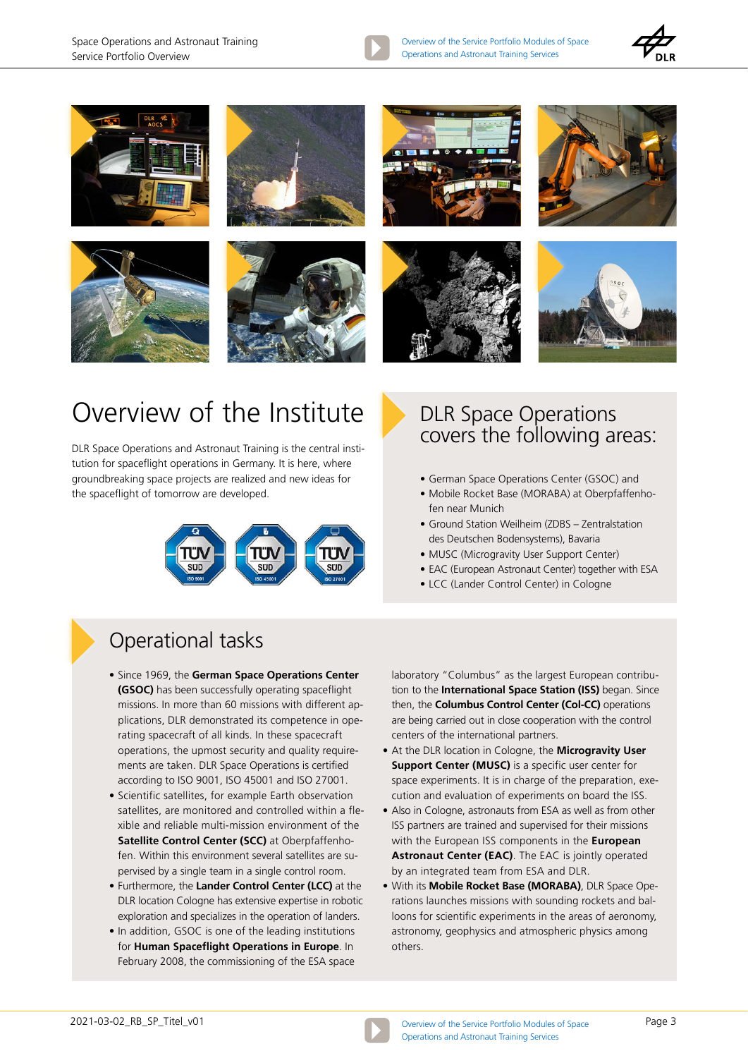# Overview of the Institute

DLR Space Operations and Astronaut Training is the central institution for spaceflight operations in Germany. It is here, where groundbreaking space projects are realized and new ideas for the spaceflight of tomorrow are developed.

## DLR Space Operations covers the following areas:

- German Space Operations Center (GSOC) and
- Mobile Rocket Base (MORABA) at Oberpfaffenhofen near Munich
- Ground Station Weilheim (ZDBS – Zentralstation des Deutschen Bodensystems), Bavaria
- MUSC (Microgravity User Support Center)
- EAC (European Astronaut Center) together with ESA
- LCC (Lander Control Center) in Cologne

## Operational tasks

- Since 1969, the **German Space Operations Center (GSOC)** has been successfully operating spaceflight missions. In more than 60 missions with different applications, DLR demonstrated its competence in operating spacecraft of all kinds. In these spacecraft operations, the upmost security and quality requirements are taken. DLR Space Operations is certified according to ISO 9001, ISO 45001 and ISO 27001.
- Scientific satellites, for example Earth observation satellites, are monitored and controlled within a flexible and reliable multi-mission environment of the **Satellite Control Center (SCC)** at Oberpfaffenhofen. Within this environment several satellites are supervised by a single team in a single control room.
- Furthermore, the **Lander Control Center (LCC)** at the DLR location Cologne has extensive expertise in robotic exploration and specializes in the operation of landers.
- In addition, GSOC is one of the leading institutions for **Human Spaceflight Operations in Europe**. In February 2008, the commissioning of the ESA space laboratory "Columbus" as the largest European contribution to the **International Space Station (ISS)** began. Since then, the **Columbus Control Center (Col-CC)** operations are being carried out in close cooperation with the control centers of the international partners.
- At the DLR location in Cologne, the **Microgravity User Support Center (MUSC)** is a specific user center for space experiments. It is in charge of the preparation, execution and evaluation of experiments on board the ISS.
- Also in Cologne, astronauts from ESA as well as from other ISS partners are trained and supervised for their missions with the European ISS components in the **European Astronaut Center (EAC)**. The EAC is jointly operated by an integrated team from ESA and DLR.
- With its **Mobile Rocket Base (MORABA)**, DLR Space Operations launches missions with sounding rockets and balloons for scientific experiments in the areas of aeronomy, astronomy, geophysics and atmospheric physics among others.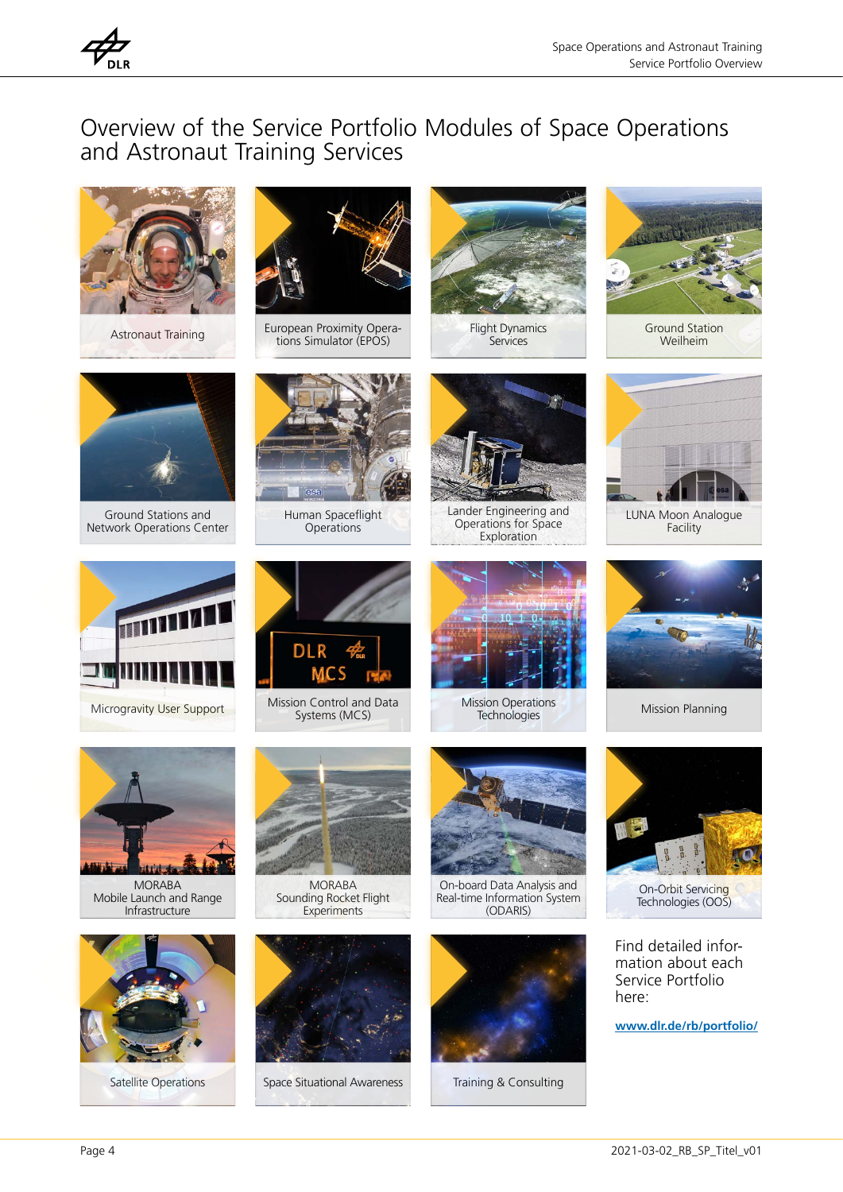# Overview of the Service Portfolio Modules of Space Operations and Astronaut Training Services

- Astronaut Training
- European Proximity Operations Simulator (EPOS)
- Flight Dynamics Services
- Ground Station Weilheim
- Ground Stations and Network Operations Center
- Human Spaceflight Operations
- Lander Engineering and Operations for Space Exploration
- LUNA Moon Analogue Facility
- Microgravity User Support
- Mission Control and Data Systems (MCS)
- Mission Operations Technologies
- Mission Planning
- MORABA Mobile Launch and Range Infrastructure
- MORABA Sounding Rocket Flight Experiments
- On-board Data Analysis and Real-time Information System (ODARIS)
- On-Orbit Servicing Technologies (OOS)
- Satellite Operations
- Space Situational Awareness
- Training & Consulting

Find detailed information about each Service Portfolio here:

[www.dlr.de/rb/portfolio/](http://www.dlr.de/rb/portfolio/)

2021-03-02_RB_SP_Titel_v01